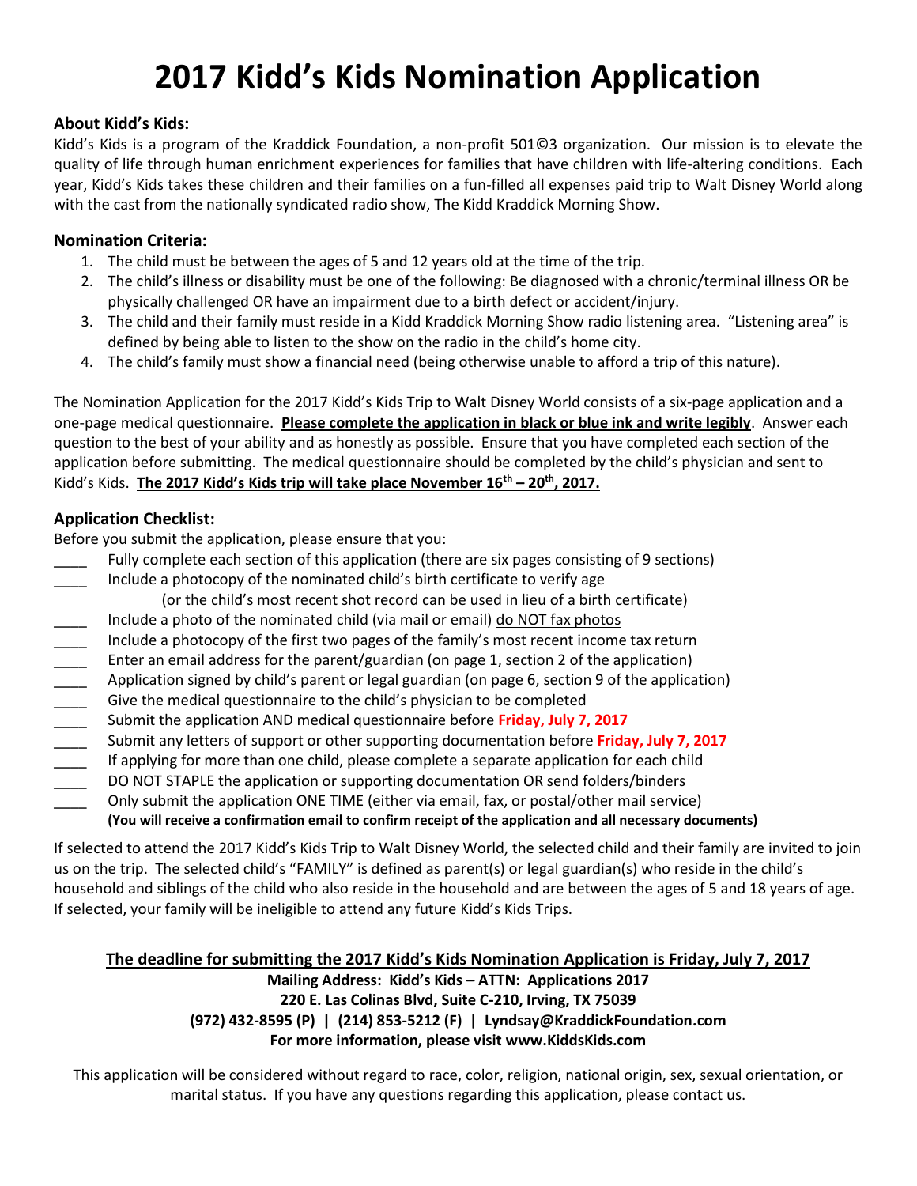# 2017 Kidd's Kids Nomination Application

### About Kidd's Kids:

Kidd's Kids is a program of the Kraddick Foundation, a non-profit 501©3 organization. Our mission is to elevate the quality of life through human enrichment experiences for families that have children with life-altering conditions. Each year, Kidd's Kids takes these children and their families on a fun-filled all expenses paid trip to Walt Disney World along with the cast from the nationally syndicated radio show, The Kidd Kraddick Morning Show.

### Nomination Criteria:

1. The child must be between the ages of 5 and 12 years old at the time of the trip.
2. The child's illness or disability must be one of the following: Be diagnosed with a chronic/terminal illness OR be physically challenged OR have an impairment due to a birth defect or accident/injury.
3. The child and their family must reside in a Kidd Kraddick Morning Show radio listening area. "Listening area" is defined by being able to listen to the show on the radio in the child's home city.
4. The child's family must show a financial need (being otherwise unable to afford a trip of this nature).

The Nomination Application for the 2017 Kidd's Kids Trip to Walt Disney World consists of a six-page application and a one-page medical questionnaire. **Please complete the application in black or blue ink and write legibly**. Answer each question to the best of your ability and as honestly as possible. Ensure that you have completed each section of the application before submitting. The medical questionnaire should be completed by the child's physician and sent to Kidd's Kids. **The 2017 Kidd's Kids trip will take place November 16th – 20th, 2017.**

### Application Checklist:

Before you submit the application, please ensure that you:

____ Fully complete each section of this application (there are six pages consisting of 9 sections)

____ Include a photocopy of the nominated child's birth certificate to verify age
(or the child's most recent shot record can be used in lieu of a birth certificate)

____ Include a photo of the nominated child (via mail or email) do NOT fax photos

____ Include a photocopy of the first two pages of the family's most recent income tax return

____ Enter an email address for the parent/guardian (on page 1, section 2 of the application)

____ Application signed by child's parent or legal guardian (on page 6, section 9 of the application)

____ Give the medical questionnaire to the child's physician to be completed

____ Submit the application AND medical questionnaire before **Friday, July 7, 2017**

____ Submit any letters of support or other supporting documentation before **Friday, July 7, 2017**

____ If applying for more than one child, please complete a separate application for each child

____ DO NOT STAPLE the application or supporting documentation OR send folders/binders

____ Only submit the application ONE TIME (either via email, fax, or postal/other mail service)
**(You will receive a confirmation email to confirm receipt of the application and all necessary documents)**

If selected to attend the 2017 Kidd's Kids Trip to Walt Disney World, the selected child and their family are invited to join us on the trip. The selected child's "FAMILY" is defined as parent(s) or legal guardian(s) who reside in the child's household and siblings of the child who also reside in the household and are between the ages of 5 and 18 years of age. If selected, your family will be ineligible to attend any future Kidd's Kids Trips.

**The deadline for submitting the 2017 Kidd's Kids Nomination Application is Friday, July 7, 2017**

**Mailing Address: Kidd's Kids – ATTN: Applications 2017**
**220 E. Las Colinas Blvd, Suite C-210, Irving, TX 75039**
**(972) 432-8595 (P) | (214) 853-5212 (F) | Lyndsay@KraddickFoundation.com**
**For more information, please visit www.KiddsKids.com**

This application will be considered without regard to race, color, religion, national origin, sex, sexual orientation, or marital status. If you have any questions regarding this application, please contact us.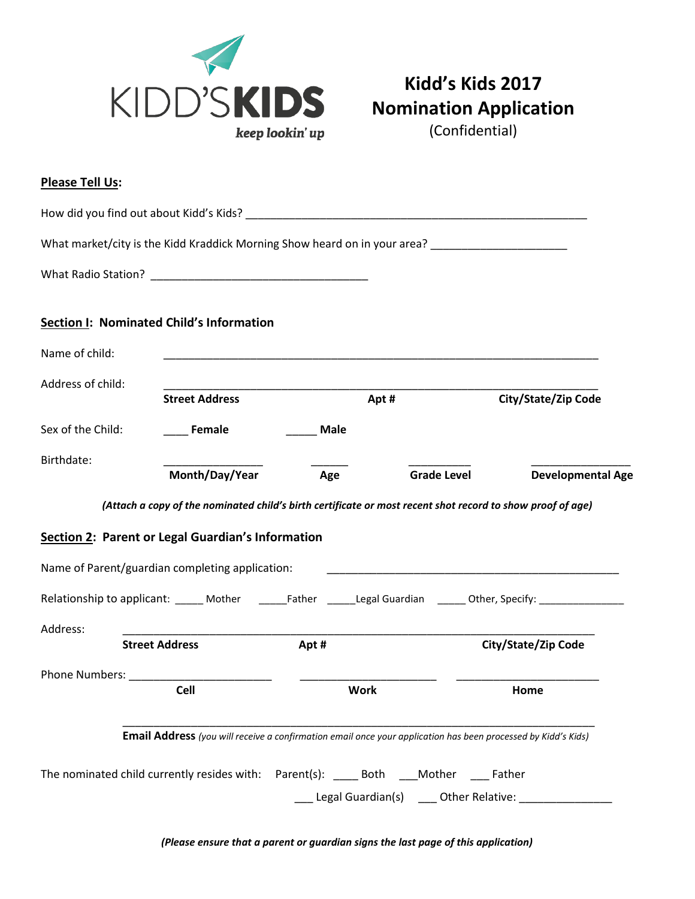KIDD'SKIDS

*keep lookin' up*

# Kidd's Kids 2017 Nomination Application

(Confidential)

**Please Tell Us:**

How did you find out about Kidd's Kids? ___________________________________________________________

What market/city is the Kidd Kraddick Morning Show heard on in your area? ______________________

What Radio Station? ___________________________________

## Section I: Nominated Child's Information

Name of child: ___________________________________________________________________________

Address of child: _________________________________________________________________________

**Street Address** **Apt #** **City/State/Zip Code**

Sex of the Child: ____ **Female** _____ **Male**

Birthdate: ________________ ______ __________ ________________

**Month/Day/Year** **Age** **Grade Level** **Developmental Age**

***(Attach a copy of the nominated child's birth certificate or most recent shot record to show proof of age)***

## Section 2: Parent or Legal Guardian's Information

Name of Parent/guardian completing application: __________________________________________________

Relationship to applicant: _____ Mother _____Father _____Legal Guardian _____ Other, Specify: ______________

Address: _____________________________________________________________________________

**Street Address** **Apt #** **City/State/Zip Code**

Phone Numbers: _______________________ ______________________ _______________________

**Cell** **Work** **Home**

_____________________________________________________________________________

**Email Address** *(you will receive a confirmation email once your application has been processed by Kidd's Kids)*

The nominated child currently resides with: Parent(s): ____ Both ___Mother ___ Father

___ Legal Guardian(s) ___ Other Relative: _______________

***(Please ensure that a parent or guardian signs the last page of this application)***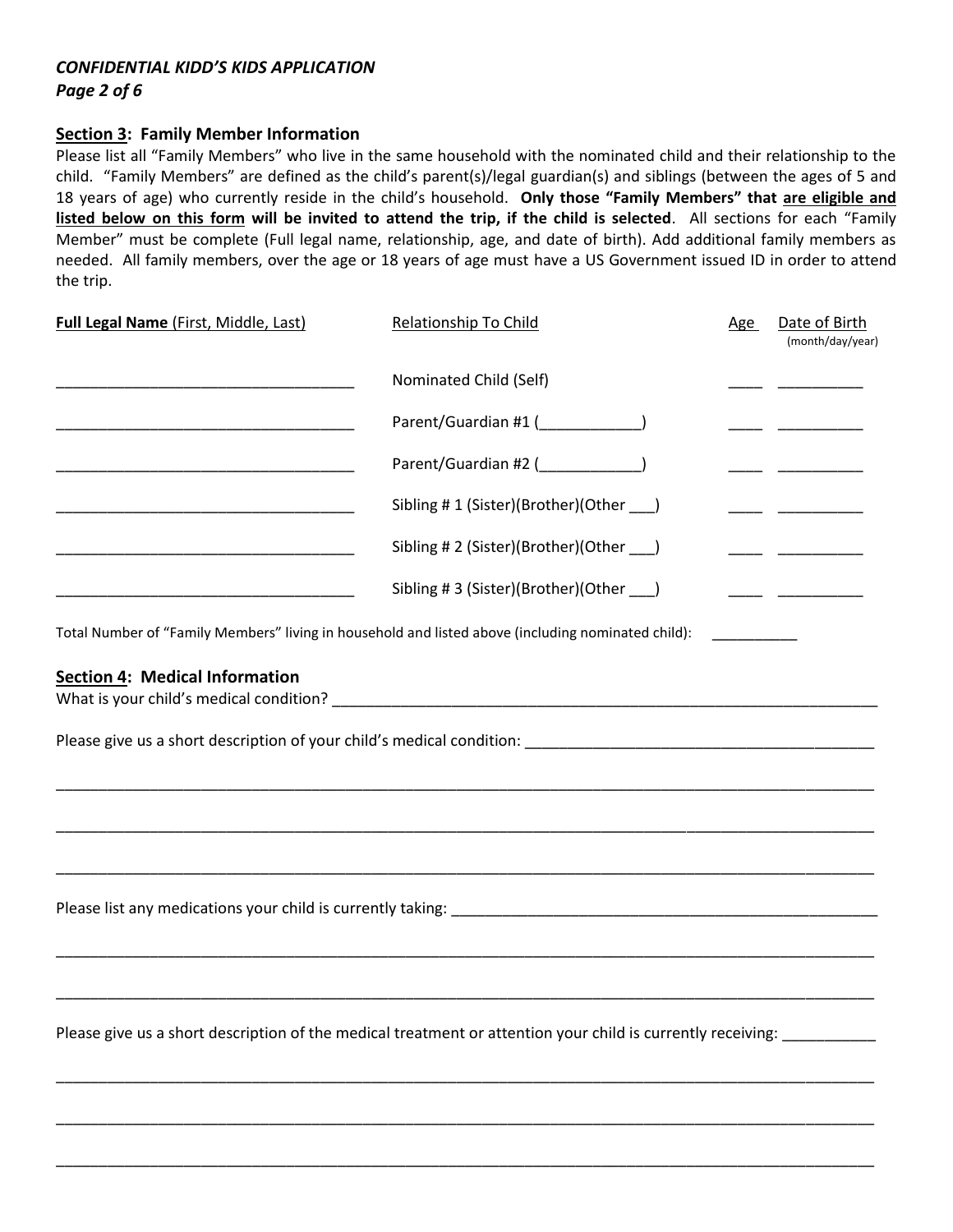*CONFIDENTIAL KIDD'S KIDS APPLICATION*
*Page 2 of 6*

## Section 3: Family Member Information

Please list all "Family Members" who live in the same household with the nominated child and their relationship to the child. "Family Members" are defined as the child's parent(s)/legal guardian(s) and siblings (between the ages of 5 and 18 years of age) who currently reside in the child's household. **Only those "Family Members" that are eligible and listed below on this form will be invited to attend the trip, if the child is selected**. All sections for each "Family Member" must be complete (Full legal name, relationship, age, and date of birth). Add additional family members as needed. All family members, over the age or 18 years of age must have a US Government issued ID in order to attend the trip.

| **Full Legal Name** (First, Middle, Last) | Relationship To Child | Age | Date of Birth (month/day/year) |
|---|---|---|---|
| ___________________________________ | Nominated Child (Self) | ____ | __________ |
| ___________________________________ | Parent/Guardian #1 (____________) | ____ | __________ |
| ___________________________________ | Parent/Guardian #2 (____________) | ____ | __________ |
| ___________________________________ | Sibling # 1 (Sister)(Brother)(Other ___) | ____ | __________ |
| ___________________________________ | Sibling # 2 (Sister)(Brother)(Other ___) | ____ | __________ |
| ___________________________________ | Sibling # 3 (Sister)(Brother)(Other ___) | ____ | __________ |

Total Number of "Family Members" living in household and listed above (including nominated child): __________

## Section 4: Medical Information

What is your child's medical condition? ________________________________________________________________

Please give us a short description of your child's medical condition: ________________________________________

_______________________________________________________________________________________________

_______________________________________________________________________________________________

_______________________________________________________________________________________________

Please list any medications your child is currently taking: ____________________________________________________

_______________________________________________________________________________________________

_______________________________________________________________________________________________

Please give us a short description of the medical treatment or attention your child is currently receiving: ___________

_______________________________________________________________________________________________

_______________________________________________________________________________________________

_______________________________________________________________________________________________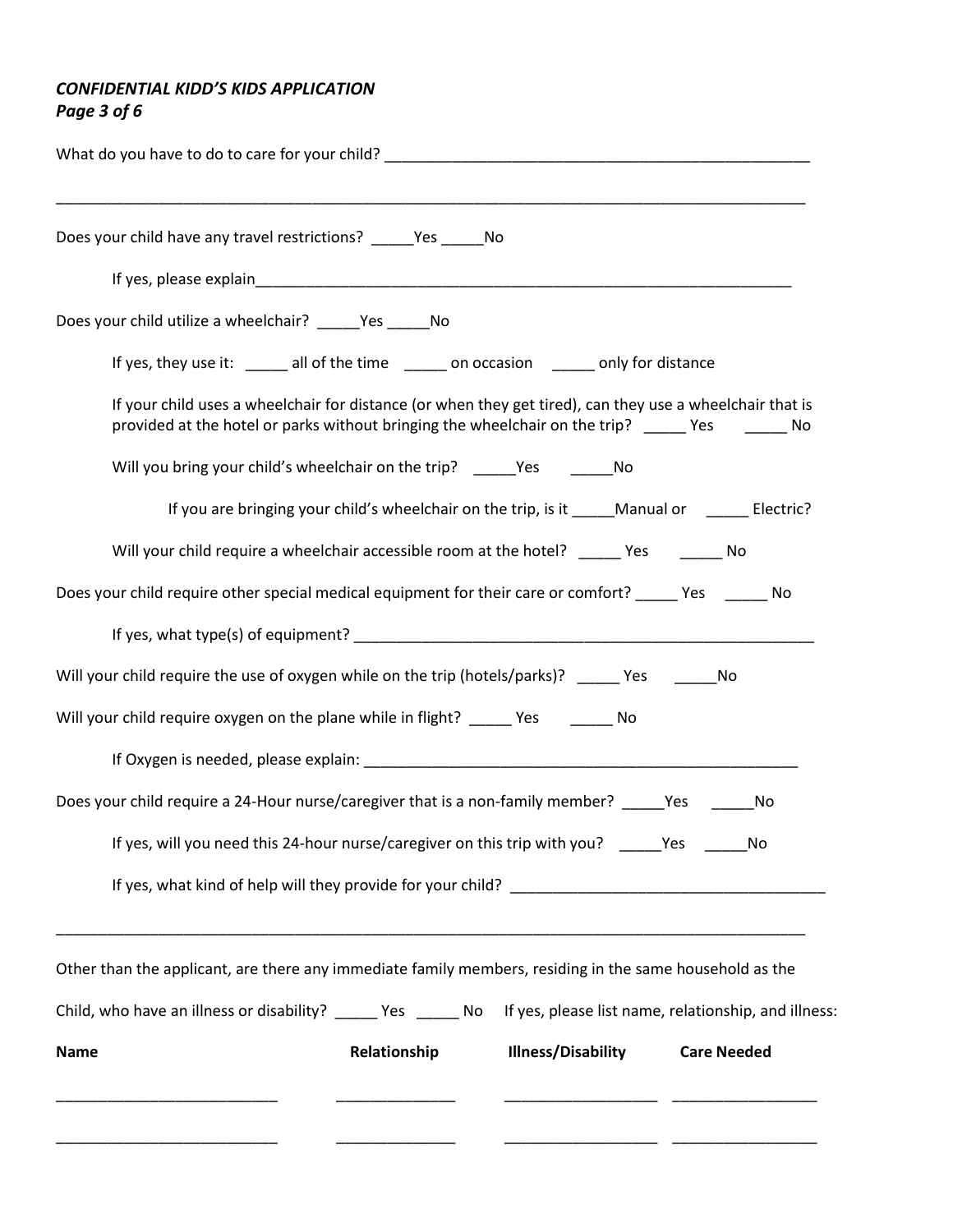*CONFIDENTIAL KIDD'S KIDS APPLICATION*
*Page 3 of 6*

What do you have to do to care for your child? ___________________________________________________

_____________________________________________________________________________________________

Does your child have any travel restrictions? _____Yes _____No

If yes, please explain_______________________________________________________________

Does your child utilize a wheelchair? _____Yes _____No

If yes, they use it: _____ all of the time _____ on occasion _____ only for distance

If your child uses a wheelchair for distance (or when they get tired), can they use a wheelchair that is provided at the hotel or parks without bringing the wheelchair on the trip? _____ Yes _____ No

Will you bring your child's wheelchair on the trip? _____Yes _____No

If you are bringing your child's wheelchair on the trip, is it _____Manual or _____ Electric?

Will your child require a wheelchair accessible room at the hotel? _____ Yes _____ No

Does your child require other special medical equipment for their care or comfort? _____ Yes _____ No

If yes, what type(s) of equipment? _______________________________________________________

Will your child require the use of oxygen while on the trip (hotels/parks)? _____ Yes _____No

Will your child require oxygen on the plane while in flight? _____ Yes _____ No

If Oxygen is needed, please explain: _____________________________________________________

Does your child require a 24-Hour nurse/caregiver that is a non-family member? _____Yes _____No

If yes, will you need this 24-hour nurse/caregiver on this trip with you? _____Yes _____No

If yes, what kind of help will they provide for your child? ____________________________________

_____________________________________________________________________________________________

Other than the applicant, are there any immediate family members, residing in the same household as the Child, who have an illness or disability? _____ Yes _____ No If yes, please list name, relationship, and illness:

| **Name** | **Relationship** | **Illness/Disability** | **Care Needed** |
|---|---|---|---|
| ___________________________ | ______________ | __________________ | _________________ |
| ___________________________ | ______________ | __________________ | _________________ |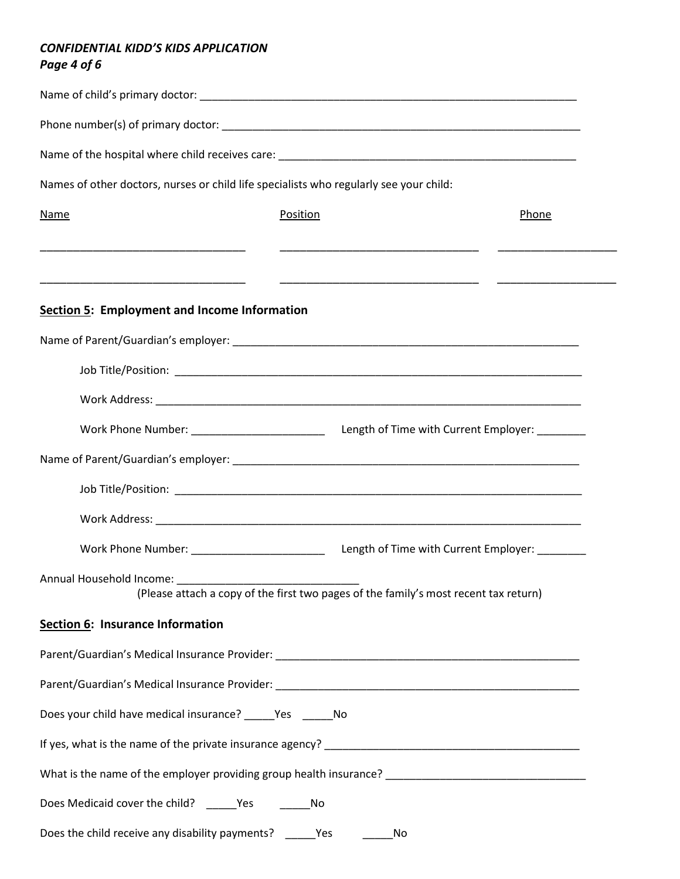Name of child's primary doctor: ___________________________________________________________________

Phone number(s) of primary doctor: _______________________________________________________________

Name of the hospital where child receives care: ____________________________________________________

Names of other doctors, nurses or child life specialists who regularly see your child:

| Name | Position | Phone |
| --- | --- | --- |
| ______________________________ | ______________________________ | ________________ |
| ______________________________ | ______________________________ | ________________ |

## Section 5: Employment and Income Information

Name of Parent/Guardian's employer: ______________________________________________________________

Job Title/Position: ___________________________________________________________________________

Work Address: _______________________________________________________________________________

Work Phone Number: ______________________ Length of Time with Current Employer: ________

Name of Parent/Guardian's employer: ______________________________________________________________

Job Title/Position: ___________________________________________________________________________

Work Address: _______________________________________________________________________________

Work Phone Number: ______________________ Length of Time with Current Employer: ________

Annual Household Income: ______________________________
(Please attach a copy of the first two pages of the family's most recent tax return)

## Section 6: Insurance Information

Parent/Guardian's Medical Insurance Provider: ______________________________________________________

Parent/Guardian's Medical Insurance Provider: ______________________________________________________

Does your child have medical insurance? _____Yes _____No

If yes, what is the name of the private insurance agency? ____________________________________________

What is the name of the employer providing group health insurance? ________________________________

Does Medicaid cover the child? _____Yes _____No

Does the child receive any disability payments? _____Yes _____No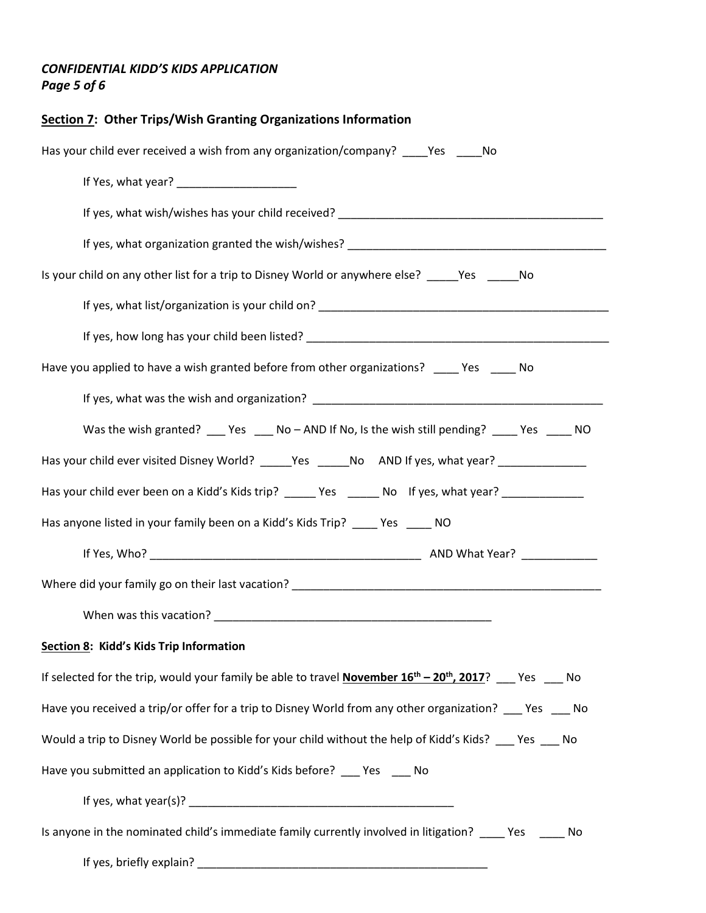*CONFIDENTIAL KIDD'S KIDS APPLICATION*
*Page 5 of 6*

**Section 7: Other Trips/Wish Granting Organizations Information**

Has your child ever received a wish from any organization/company? ____Yes ____No

If Yes, what year? ___________________

If yes, what wish/wishes has your child received? ___________________________________________

If yes, what organization granted the wish/wishes? ___________________________________________

Is your child on any other list for a trip to Disney World or anywhere else? _____Yes _____No

If yes, what list/organization is your child on? _______________________________________________

If yes, how long has your child been listed? __________________________________________________

Have you applied to have a wish granted before from other organizations? ____ Yes ____ No

If yes, what was the wish and organization? ________________________________________________

Was the wish granted? ___ Yes ___ No – AND If No, Is the wish still pending? ____ Yes ____ NO

Has your child ever visited Disney World? _____Yes _____No AND If yes, what year? ______________

Has your child ever been on a Kidd's Kids trip? _____ Yes _____ No If yes, what year? _____________

Has anyone listed in your family been on a Kidd's Kids Trip? ____ Yes ____ NO

If Yes, Who? ____________________________________________ AND What Year? ____________

Where did your family go on their last vacation? ___________________________________________________

When was this vacation? _____________________________________________

**Section 8: Kidd's Kids Trip Information**

If selected for the trip, would your family be able to travel **November 16th – 20th, 2017**? ___ Yes ___ No

Have you received a trip/or offer for a trip to Disney World from any other organization? ___ Yes ___ No

Would a trip to Disney World be possible for your child without the help of Kidd's Kids? ___ Yes ___ No

Have you submitted an application to Kidd's Kids before? ___ Yes ___ No

If yes, what year(s)? ___________________________________________

Is anyone in the nominated child's immediate family currently involved in litigation? ____ Yes ____ No

If yes, briefly explain? ________________________________________________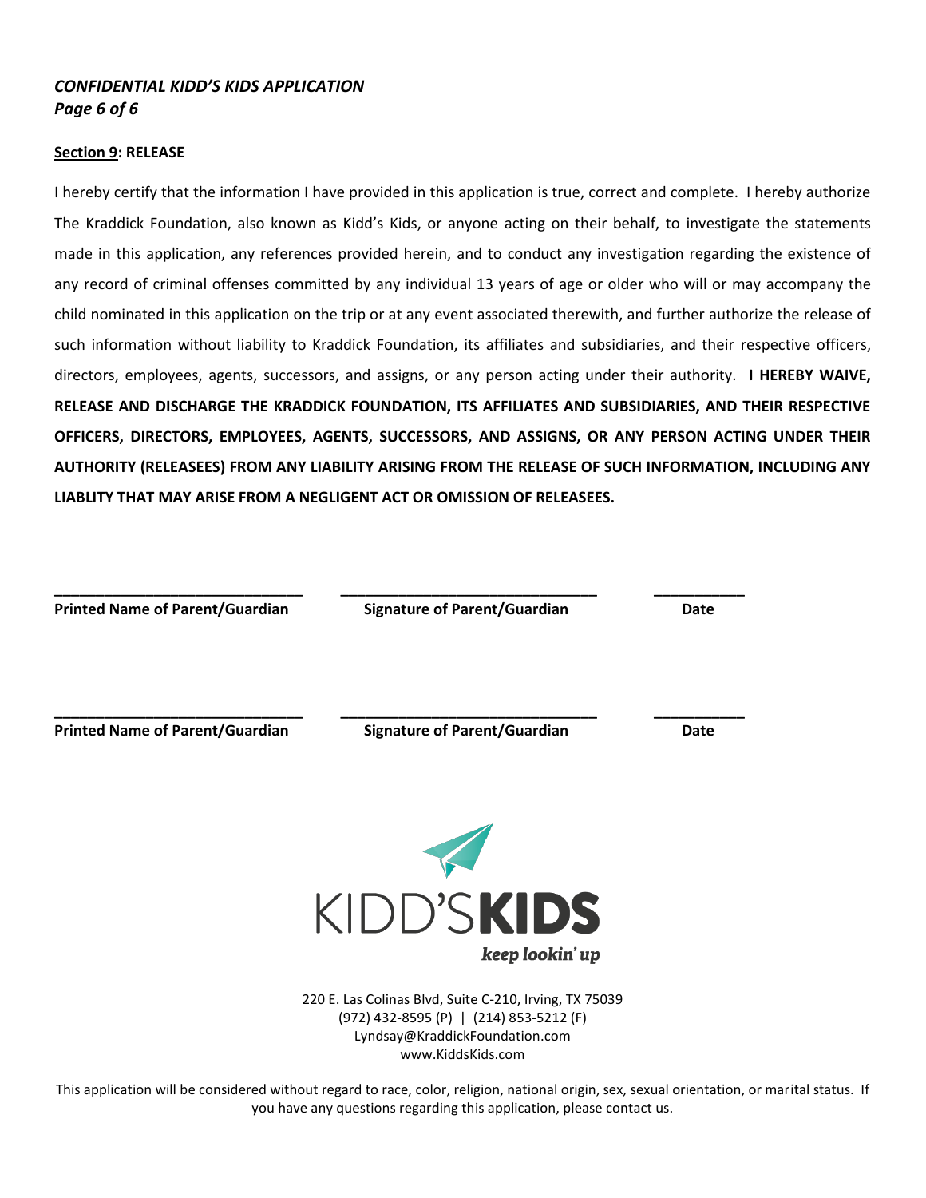***CONFIDENTIAL KIDD'S KIDS APPLICATION***

**Section 9: RELEASE**

I hereby certify that the information I have provided in this application is true, correct and complete. I hereby authorize The Kraddick Foundation, also known as Kidd's Kids, or anyone acting on their behalf, to investigate the statements made in this application, any references provided herein, and to conduct any investigation regarding the existence of any record of criminal offenses committed by any individual 13 years of age or older who will or may accompany the child nominated in this application on the trip or at any event associated therewith, and further authorize the release of such information without liability to Kraddick Foundation, its affiliates and subsidiaries, and their respective officers, directors, employees, agents, successors, and assigns, or any person acting under their authority. **I HEREBY WAIVE, RELEASE AND DISCHARGE THE KRADDICK FOUNDATION, ITS AFFILIATES AND SUBSIDIARIES, AND THEIR RESPECTIVE OFFICERS, DIRECTORS, EMPLOYEES, AGENTS, SUCCESSORS, AND ASSIGNS, OR ANY PERSON ACTING UNDER THEIR AUTHORITY (RELEASEES) FROM ANY LIABILITY ARISING FROM THE RELEASE OF SUCH INFORMATION, INCLUDING ANY LIABLITY THAT MAY ARISE FROM A NEGLIGENT ACT OR OMISSION OF RELEASEES.**

| ______________________________ | ______________________________ | __________ |
|---|---|---|
| **Printed Name of Parent/Guardian** | **Signature of Parent/Guardian** | **Date** |

| ______________________________ | ______________________________ | __________ |
|---|---|---|
| **Printed Name of Parent/Guardian** | **Signature of Parent/Guardian** | **Date** |

KIDD'S**KIDS**

***keep lookin' up***

220 E. Las Colinas Blvd, Suite C-210, Irving, TX 75039
(972) 432-8595 (P) | (214) 853-5212 (F)
Lyndsay@KraddickFoundation.com
www.KiddsKids.com

This application will be considered without regard to race, color, religion, national origin, sex, sexual orientation, or marital status. If you have any questions regarding this application, please contact us.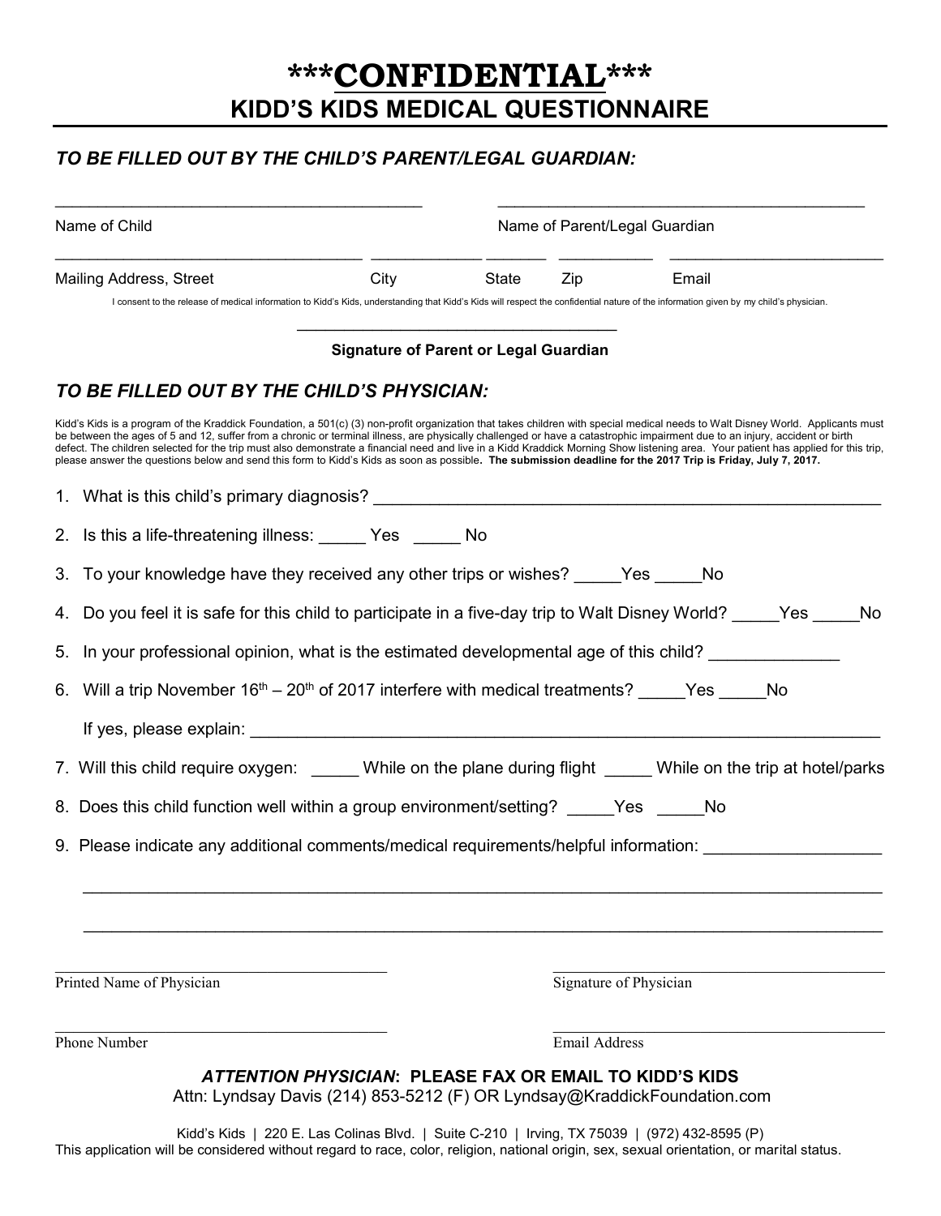# ***CONFIDENTIAL***

# KIDD'S KIDS MEDICAL QUESTIONNAIRE

## *TO BE FILLED OUT BY THE CHILD'S PARENT/LEGAL GUARDIAN:*

_______________________________________ _______________________________________

Name of Child Name of Parent/Legal Guardian

_______________________________ ___________ ______ __________ ______________________

Mailing Address, Street City State Zip Email

I consent to the release of medical information to Kidd's Kids, understanding that Kidd's Kids will respect the confidential nature of the information given by my child's physician.

___________________________________

**Signature of Parent or Legal Guardian**

## *TO BE FILLED OUT BY THE CHILD'S PHYSICIAN:*

Kidd's Kids is a program of the Kraddick Foundation, a 501(c) (3) non-profit organization that takes children with special medical needs to Walt Disney World. Applicants must be between the ages of 5 and 12, suffer from a chronic or terminal illness, are physically challenged or have a catastrophic impairment due to an injury, accident or birth defect. The children selected for the trip must also demonstrate a financial need and live in a Kidd Kraddick Morning Show listening area. Your patient has applied for this trip, please answer the questions below and send this form to Kidd's Kids as soon as possible**. The submission deadline for the 2017 Trip is Friday, July 7, 2017.**

1. What is this child's primary diagnosis? _______________________________________________
2. Is this a life-threatening illness: _____ Yes _____ No
3. To your knowledge have they received any other trips or wishes? _____Yes _____No
4. Do you feel it is safe for this child to participate in a five-day trip to Walt Disney World? _____Yes _____No
5. In your professional opinion, what is the estimated developmental age of this child? _____________
6. Will a trip November 16th – 20th of 2017 interfere with medical treatments? _____Yes _____No

   If yes, please explain: ___________________________________________________________
7. Will this child require oxygen: _____ While on the plane during flight _____ While on the trip at hotel/parks
8. Does this child function well within a group environment/setting? _____Yes _____No
9. Please indicate any additional comments/medical requirements/helpful information: _________________

   ________________________________________________________________________________

   ________________________________________________________________________________

_______________________________________ _______________________________________

Printed Name of Physician Signature of Physician

_______________________________________ _______________________________________

Phone Number Email Address

***ATTENTION PHYSICIAN*: PLEASE FAX OR EMAIL TO KIDD'S KIDS**

Attn: Lyndsay Davis (214) 853-5212 (F) OR Lyndsay@KraddickFoundation.com

Kidd's Kids | 220 E. Las Colinas Blvd. | Suite C-210 | Irving, TX 75039 | (972) 432-8595 (P)

This application will be considered without regard to race, color, religion, national origin, sex, sexual orientation, or marital status.